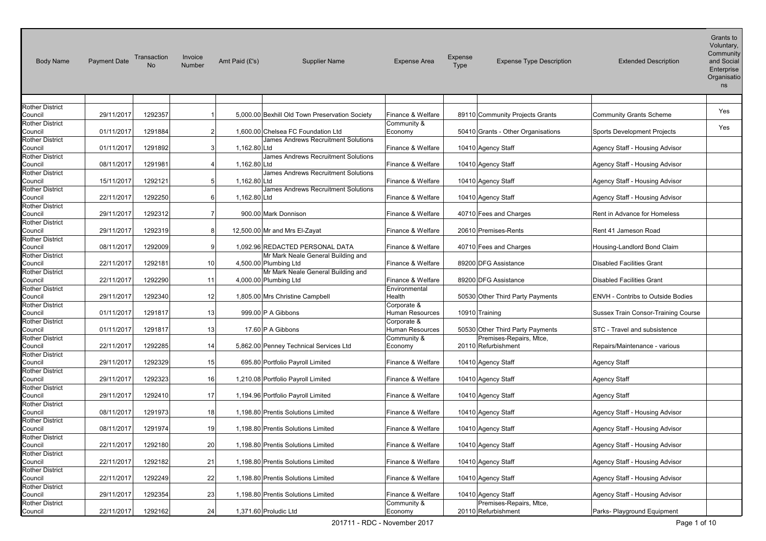| Body Name | Payment Date | Transaction No | Invoice Number | Amt Paid (£'s) | Supplier Name | Expense Area | Expense Type | Expense Type Description | Extended Description | Grants to Voluntary, Community and Social Enterprise Organisations |
|---|---|---|---|---|---|---|---|---|---|---|
| Rother District Council | 29/11/2017 | 1292357 | 1 | 5,000.00 | Bexhill Old Town Preservation Society | Finance & Welfare | 89110 | Community Projects Grants | Community Grants Scheme | Yes |
| Rother District Council | 01/11/2017 | 1291884 | 2 | 1,600.00 | Chelsea FC Foundation Ltd | Community & Economy | 50410 | Grants - Other Organisations | Sports Development Projects | Yes |
| Rother District Council | 01/11/2017 | 1291892 | 3 | 1,162.80 | James Andrews Recruitment Solutions Ltd | Finance & Welfare | 10410 | Agency Staff | Agency Staff - Housing Advisor | |
| Rother District Council | 08/11/2017 | 1291981 | 4 | 1,162.80 | James Andrews Recruitment Solutions Ltd | Finance & Welfare | 10410 | Agency Staff | Agency Staff - Housing Advisor | |
| Rother District Council | 15/11/2017 | 1292121 | 5 | 1,162.80 | James Andrews Recruitment Solutions Ltd | Finance & Welfare | 10410 | Agency Staff | Agency Staff - Housing Advisor | |
| Rother District Council | 22/11/2017 | 1292250 | 6 | 1,162.80 | James Andrews Recruitment Solutions Ltd | Finance & Welfare | 10410 | Agency Staff | Agency Staff - Housing Advisor | |
| Rother District Council | 29/11/2017 | 1292312 | 7 | 900.00 | Mark Donnison | Finance & Welfare | 40710 | Fees and Charges | Rent in Advance for Homeless | |
| Rother District Council | 29/11/2017 | 1292319 | 8 | 12,500.00 | Mr and Mrs El-Zayat | Finance & Welfare | 20610 | Premises-Rents | Rent 41 Jameson Road | |
| Rother District Council | 08/11/2017 | 1292009 | 9 | 1,092.96 | REDACTED PERSONAL DATA | Finance & Welfare | 40710 | Fees and Charges | Housing-Landlord Bond Claim | |
| Rother District Council | 22/11/2017 | 1292181 | 10 | 4,500.00 | Mr Mark Neale General Building and Plumbing Ltd | Finance & Welfare | 89200 | DFG Assistance | Disabled Facilities Grant | |
| Rother District Council | 22/11/2017 | 1292290 | 11 | 4,000.00 | Mr Mark Neale General Building and Plumbing Ltd | Finance & Welfare | 89200 | DFG Assistance | Disabled Facilities Grant | |
| Rother District Council | 29/11/2017 | 1292340 | 12 | 1,805.00 | Mrs Christine Campbell | Environmental Health | 50530 | Other Third Party Payments | ENVH - Contribs to Outside Bodies | |
| Rother District Council | 01/11/2017 | 1291817 | 13 | 999.00 | P A Gibbons | Corporate & Human Resources | 10910 | Training | Sussex Train Consor-Training Course | |
| Rother District Council | 01/11/2017 | 1291817 | 13 | 17.60 | P A Gibbons | Corporate & Human Resources | 50530 | Other Third Party Payments | STC - Travel and subsistence | |
| Rother District Council | 22/11/2017 | 1292285 | 14 | 5,862.00 | Penney Technical Services Ltd | Community & Economy | 20110 | Premises-Repairs, Mtce, Refurbishment | Repairs/Maintenance - various | |
| Rother District Council | 29/11/2017 | 1292329 | 15 | 695.80 | Portfolio Payroll Limited | Finance & Welfare | 10410 | Agency Staff | Agency Staff | |
| Rother District Council | 29/11/2017 | 1292323 | 16 | 1,210.08 | Portfolio Payroll Limited | Finance & Welfare | 10410 | Agency Staff | Agency Staff | |
| Rother District Council | 29/11/2017 | 1292410 | 17 | 1,194.96 | Portfolio Payroll Limited | Finance & Welfare | 10410 | Agency Staff | Agency Staff | |
| Rother District Council | 08/11/2017 | 1291973 | 18 | 1,198.80 | Prentis Solutions Limited | Finance & Welfare | 10410 | Agency Staff | Agency Staff - Housing Advisor | |
| Rother District Council | 08/11/2017 | 1291974 | 19 | 1,198.80 | Prentis Solutions Limited | Finance & Welfare | 10410 | Agency Staff | Agency Staff - Housing Advisor | |
| Rother District Council | 22/11/2017 | 1292180 | 20 | 1,198.80 | Prentis Solutions Limited | Finance & Welfare | 10410 | Agency Staff | Agency Staff - Housing Advisor | |
| Rother District Council | 22/11/2017 | 1292182 | 21 | 1,198.80 | Prentis Solutions Limited | Finance & Welfare | 10410 | Agency Staff | Agency Staff - Housing Advisor | |
| Rother District Council | 22/11/2017 | 1292249 | 22 | 1,198.80 | Prentis Solutions Limited | Finance & Welfare | 10410 | Agency Staff | Agency Staff - Housing Advisor | |
| Rother District Council | 29/11/2017 | 1292354 | 23 | 1,198.80 | Prentis Solutions Limited | Finance & Welfare | 10410 | Agency Staff | Agency Staff - Housing Advisor | |
| Rother District Council | 22/11/2017 | 1292162 | 24 | 1,371.60 | Proludic Ltd | Community & Economy | 20110 | Premises-Repairs, Mtce, Refurbishment | Parks- Playground Equipment | |

201711 - RDC - November 2017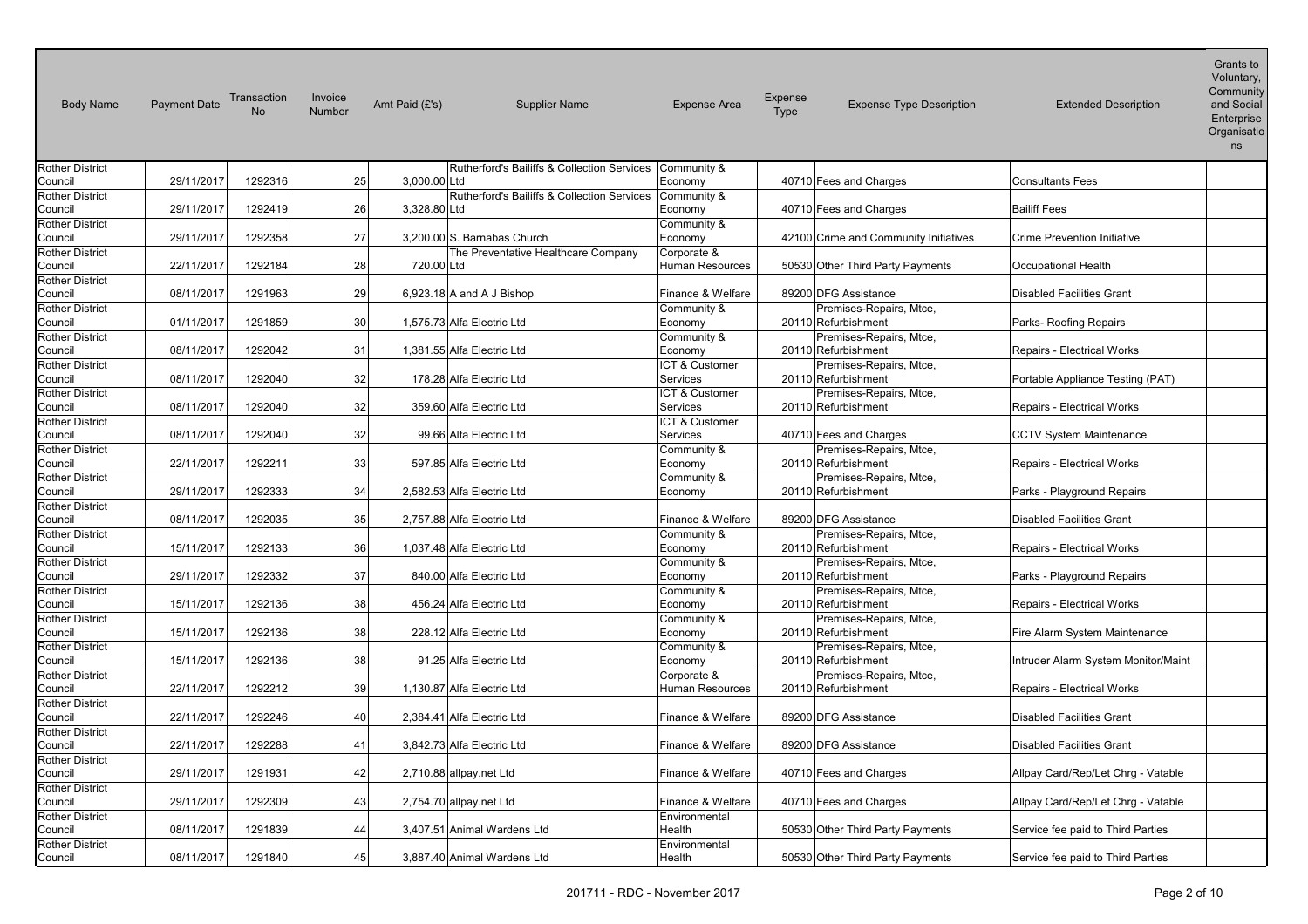| Body Name | Payment Date | Transaction No | Invoice Number | Amt Paid (£'s) | Supplier Name | Expense Area | Expense Type | Expense Type Description | Extended Description | Grants to Voluntary, Community and Social Enterprise Organisations |
|---|---|---|---|---|---|---|---|---|---|---|
| Rother District Council | 29/11/2017 | 1292316 | 25 | 3,000.00 | Rutherford's Bailiffs & Collection Services Ltd | Community & Economy | 40710 | Fees and Charges | Consultants Fees | |
| Rother District Council | 29/11/2017 | 1292419 | 26 | 3,328.80 | Rutherford's Bailiffs & Collection Services Ltd | Community & Economy | 40710 | Fees and Charges | Bailiff Fees | |
| Rother District Council | 29/11/2017 | 1292358 | 27 | 3,200.00 | S. Barnabas Church | Community & Economy | 42100 | Crime and Community Initiatives | Crime Prevention Initiative | |
| Rother District Council | 22/11/2017 | 1292184 | 28 | 720.00 | The Preventative Healthcare Company Ltd | Corporate & Human Resources | 50530 | Other Third Party Payments | Occupational Health | |
| Rother District Council | 08/11/2017 | 1291963 | 29 | 6,923.18 | A and A J Bishop | Finance & Welfare | 89200 | DFG Assistance | Disabled Facilities Grant | |
| Rother District Council | 01/11/2017 | 1291859 | 30 | 1,575.73 | Alfa Electric Ltd | Community & Economy | 20110 | Premises-Repairs, Mtce, Refurbishment | Parks- Roofing Repairs | |
| Rother District Council | 08/11/2017 | 1292042 | 31 | 1,381.55 | Alfa Electric Ltd | Community & Economy | 20110 | Premises-Repairs, Mtce, Refurbishment | Repairs - Electrical Works | |
| Rother District Council | 08/11/2017 | 1292040 | 32 | 178.28 | Alfa Electric Ltd | ICT & Customer Services | 20110 | Premises-Repairs, Mtce, Refurbishment | Portable Appliance Testing (PAT) | |
| Rother District Council | 08/11/2017 | 1292040 | 32 | 359.60 | Alfa Electric Ltd | ICT & Customer Services | 20110 | Premises-Repairs, Mtce, Refurbishment | Repairs - Electrical Works | |
| Rother District Council | 08/11/2017 | 1292040 | 32 | 99.66 | Alfa Electric Ltd | ICT & Customer Services | 40710 | Fees and Charges | CCTV System Maintenance | |
| Rother District Council | 22/11/2017 | 1292211 | 33 | 597.85 | Alfa Electric Ltd | Community & Economy | 20110 | Premises-Repairs, Mtce, Refurbishment | Repairs - Electrical Works | |
| Rother District Council | 29/11/2017 | 1292333 | 34 | 2,582.53 | Alfa Electric Ltd | Community & Economy | 20110 | Premises-Repairs, Mtce, Refurbishment | Parks - Playground Repairs | |
| Rother District Council | 08/11/2017 | 1292035 | 35 | 2,757.88 | Alfa Electric Ltd | Finance & Welfare | 89200 | DFG Assistance | Disabled Facilities Grant | |
| Rother District Council | 15/11/2017 | 1292133 | 36 | 1,037.48 | Alfa Electric Ltd | Community & Economy | 20110 | Premises-Repairs, Mtce, Refurbishment | Repairs - Electrical Works | |
| Rother District Council | 29/11/2017 | 1292332 | 37 | 840.00 | Alfa Electric Ltd | Community & Economy | 20110 | Premises-Repairs, Mtce, Refurbishment | Parks - Playground Repairs | |
| Rother District Council | 15/11/2017 | 1292136 | 38 | 456.24 | Alfa Electric Ltd | Community & Economy | 20110 | Premises-Repairs, Mtce, Refurbishment | Repairs - Electrical Works | |
| Rother District Council | 15/11/2017 | 1292136 | 38 | 228.12 | Alfa Electric Ltd | Community & Economy | 20110 | Premises-Repairs, Mtce, Refurbishment | Fire Alarm System Maintenance | |
| Rother District Council | 15/11/2017 | 1292136 | 38 | 91.25 | Alfa Electric Ltd | Community & Economy | 20110 | Premises-Repairs, Mtce, Refurbishment | Intruder Alarm System Monitor/Maint | |
| Rother District Council | 22/11/2017 | 1292212 | 39 | 1,130.87 | Alfa Electric Ltd | Corporate & Human Resources | 20110 | Premises-Repairs, Mtce, Refurbishment | Repairs - Electrical Works | |
| Rother District Council | 22/11/2017 | 1292246 | 40 | 2,384.41 | Alfa Electric Ltd | Finance & Welfare | 89200 | DFG Assistance | Disabled Facilities Grant | |
| Rother District Council | 22/11/2017 | 1292288 | 41 | 3,842.73 | Alfa Electric Ltd | Finance & Welfare | 89200 | DFG Assistance | Disabled Facilities Grant | |
| Rother District Council | 29/11/2017 | 1291931 | 42 | 2,710.88 | allpay.net Ltd | Finance & Welfare | 40710 | Fees and Charges | Allpay Card/Rep/Let Chrg - Vatable | |
| Rother District Council | 29/11/2017 | 1292309 | 43 | 2,754.70 | allpay.net Ltd | Finance & Welfare | 40710 | Fees and Charges | Allpay Card/Rep/Let Chrg - Vatable | |
| Rother District Council | 08/11/2017 | 1291839 | 44 | 3,407.51 | Animal Wardens Ltd | Environmental Health | 50530 | Other Third Party Payments | Service fee paid to Third Parties | |
| Rother District Council | 08/11/2017 | 1291840 | 45 | 3,887.40 | Animal Wardens Ltd | Environmental Health | 50530 | Other Third Party Payments | Service fee paid to Third Parties | |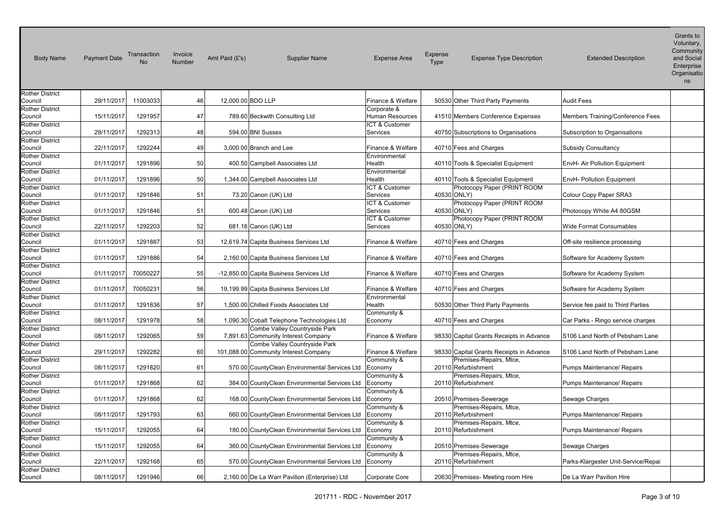| Body Name | Payment Date | Transaction No | Invoice Number | Amt Paid (£'s) | Supplier Name | Expense Area | Expense Type | Expense Type Description | Extended Description | Grants to Voluntary, Community and Social Enterprise Organisations |
|---|---|---|---|---|---|---|---|---|---|---|
| Rother District Council | 29/11/2017 | 11003033 | 46 | 12,000.00 | BDO LLP | Finance & Welfare | 50530 | Other Third Party Payments | Audit Fees | |
| Rother District Council | 15/11/2017 | 1291957 | 47 | 789.60 | Beckwith Consulting Ltd | Corporate & Human Resources | 41510 | Members Conference Expenses | Members Training/Conference Fees | |
| Rother District Council | 29/11/2017 | 1292313 | 48 | 594.00 | BNI Sussex | ICT & Customer Services | 40750 | Subscriptions to Organisations | Subscription to Organisations | |
| Rother District Council | 22/11/2017 | 1292244 | 49 | 3,000.00 | Branch and Lee | Finance & Welfare | 40710 | Fees and Charges | Subsidy Consultancy | |
| Rother District Council | 01/11/2017 | 1291896 | 50 | 400.50 | Campbell Associates Ltd | Environmental Health | 40110 | Tools & Specialist Equipment | EnvH- Air Pollution Equipment | |
| Rother District Council | 01/11/2017 | 1291896 | 50 | 1,344.00 | Campbell Associates Ltd | Environmental Health | 40110 | Tools & Specialist Equipment | EnvH- Pollution Equipment | |
| Rother District Council | 01/11/2017 | 1291846 | 51 | 73.20 | Canon (UK) Ltd | ICT & Customer Services | 40530 | Photocopy Paper (PRINT ROOM ONLY) | Colour Copy Paper SRA3 | |
| Rother District Council | 01/11/2017 | 1291846 | 51 | 600.48 | Canon (UK) Ltd | ICT & Customer Services | 40530 | Photocopy Paper (PRINT ROOM ONLY) | Photocopy White A4 80GSM | |
| Rother District Council | 22/11/2017 | 1292203 | 52 | 681.16 | Canon (UK) Ltd | ICT & Customer Services | 40530 | Photocopy Paper (PRINT ROOM ONLY) | Wide Format Consumables | |
| Rother District Council | 01/11/2017 | 1291887 | 53 | 12,619.74 | Capita Business Services Ltd | Finance & Welfare | 40710 | Fees and Charges | Off-site resilience processing | |
| Rother District Council | 01/11/2017 | 1291886 | 54 | 2,160.00 | Capita Business Services Ltd | Finance & Welfare | 40710 | Fees and Charges | Software for Academy System | |
| Rother District Council | 01/11/2017 | 70050227 | 55 | -12,850.00 | Capita Business Services Ltd | Finance & Welfare | 40710 | Fees and Charges | Software for Academy System | |
| Rother District Council | 01/11/2017 | 70050231 | 56 | 19,199.99 | Capita Business Services Ltd | Finance & Welfare | 40710 | Fees and Charges | Software for Academy System | |
| Rother District Council | 01/11/2017 | 1291836 | 57 | 1,500.00 | Chilled Foods Associates Ltd | Environmental Health | 50530 | Other Third Party Payments | Service fee paid to Third Parties | |
| Rother District Council | 08/11/2017 | 1291978 | 58 | 1,090.30 | Cobalt Telephone Technologies Ltd | Community & Economy | 40710 | Fees and Charges | Car Parks - Ringo service charges | |
| Rother District Council | 08/11/2017 | 1292065 | 59 | 7,891.63 | Combe Valley Countryside Park Community Interest Company | Finance & Welfare | 98330 | Capital Grants Receipts in Advance | S106 Land North of Pebsham Lane | |
| Rother District Council | 29/11/2017 | 1292282 | 60 | 101,088.00 | Combe Valley Countryside Park Community Interest Company | Finance & Welfare | 98330 | Capital Grants Receipts in Advance | S106 Land North of Pebsham Lane | |
| Rother District Council | 08/11/2017 | 1291820 | 61 | 570.00 | CountyClean Environmental Services Ltd | Community & Economy | 20110 | Premises-Repairs, Mtce, Refurbishment | Pumps Maintenance/ Repairs | |
| Rother District Council | 01/11/2017 | 1291868 | 62 | 384.00 | CountyClean Environmental Services Ltd | Community & Economy | 20110 | Premises-Repairs, Mtce, Refurbishment | Pumps Maintenance/ Repairs | |
| Rother District Council | 01/11/2017 | 1291868 | 62 | 168.00 | CountyClean Environmental Services Ltd | Community & Economy | 20510 | Premises-Sewerage | Sewage Charges | |
| Rother District Council | 08/11/2017 | 1291793 | 63 | 660.00 | CountyClean Environmental Services Ltd | Community & Economy | 20110 | Premises-Repairs, Mtce, Refurbishment | Pumps Maintenance/ Repairs | |
| Rother District Council | 15/11/2017 | 1292055 | 64 | 180.00 | CountyClean Environmental Services Ltd | Community & Economy | 20110 | Premises-Repairs, Mtce, Refurbishment | Pumps Maintenance/ Repairs | |
| Rother District Council | 15/11/2017 | 1292055 | 64 | 360.00 | CountyClean Environmental Services Ltd | Community & Economy | 20510 | Premises-Sewerage | Sewage Charges | |
| Rother District Council | 22/11/2017 | 1292168 | 65 | 570.00 | CountyClean Environmental Services Ltd | Community & Economy | 20110 | Premises-Repairs, Mtce, Refurbishment | Parks-Klargester Unit-Service/Repai | |
| Rother District Council | 08/11/2017 | 1291946 | 66 | 2,160.00 | De La Warr Pavilion (Enterprise) Ltd | Corporate Core | 20630 | Premises- Meeting room Hire | De La Warr Pavilion Hire | |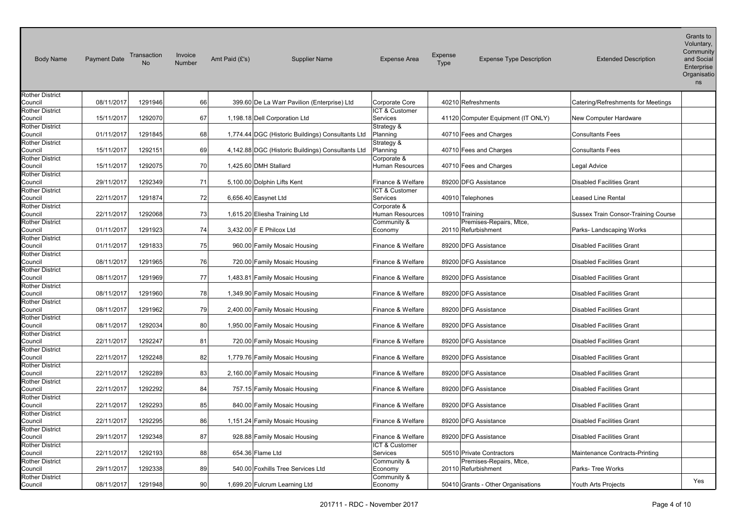| Body Name | Payment Date | Transaction No | Invoice Number | Amt Paid (£'s) | Supplier Name | Expense Area | Expense Type | Expense Type Description | Extended Description | Grants to Voluntary, Community and Social Enterprise Organisations |
|---|---|---|---|---|---|---|---|---|---|---|
| Rother District Council | 08/11/2017 | 1291946 | 66 | 399.60 | De La Warr Pavilion (Enterprise) Ltd | Corporate Core | 40210 | Refreshments | Catering/Refreshments for Meetings | |
| Rother District Council | 15/11/2017 | 1292070 | 67 | 1,198.18 | Dell Corporation Ltd | ICT & Customer Services | 41120 | Computer Equipment (IT ONLY) | New Computer Hardware | |
| Rother District Council | 01/11/2017 | 1291845 | 68 | 1,774.44 | DGC (Historic Buildings) Consultants Ltd | Strategy & Planning | 40710 | Fees and Charges | Consultants Fees | |
| Rother District Council | 15/11/2017 | 1292151 | 69 | 4,142.88 | DGC (Historic Buildings) Consultants Ltd | Strategy & Planning | 40710 | Fees and Charges | Consultants Fees | |
| Rother District Council | 15/11/2017 | 1292075 | 70 | 1,425.60 | DMH Stallard | Corporate & Human Resources | 40710 | Fees and Charges | Legal Advice | |
| Rother District Council | 29/11/2017 | 1292349 | 71 | 5,100.00 | Dolphin Lifts Kent | Finance & Welfare | 89200 | DFG Assistance | Disabled Facilities Grant | |
| Rother District Council | 22/11/2017 | 1291874 | 72 | 6,656.40 | Easynet Ltd | ICT & Customer Services | 40910 | Telephones | Leased Line Rental | |
| Rother District Council | 22/11/2017 | 1292068 | 73 | 1,615.20 | Eliesha Training Ltd | Corporate & Human Resources | 10910 | Training | Sussex Train Consor-Training Course | |
| Rother District Council | 01/11/2017 | 1291923 | 74 | 3,432.00 | F E Philcox Ltd | Community & Economy | 20110 | Premises-Repairs, Mtce, Refurbishment | Parks- Landscaping Works | |
| Rother District Council | 01/11/2017 | 1291833 | 75 | 960.00 | Family Mosaic Housing | Finance & Welfare | 89200 | DFG Assistance | Disabled Facilities Grant | |
| Rother District Council | 08/11/2017 | 1291965 | 76 | 720.00 | Family Mosaic Housing | Finance & Welfare | 89200 | DFG Assistance | Disabled Facilities Grant | |
| Rother District Council | 08/11/2017 | 1291969 | 77 | 1,483.81 | Family Mosaic Housing | Finance & Welfare | 89200 | DFG Assistance | Disabled Facilities Grant | |
| Rother District Council | 08/11/2017 | 1291960 | 78 | 1,349.90 | Family Mosaic Housing | Finance & Welfare | 89200 | DFG Assistance | Disabled Facilities Grant | |
| Rother District Council | 08/11/2017 | 1291962 | 79 | 2,400.00 | Family Mosaic Housing | Finance & Welfare | 89200 | DFG Assistance | Disabled Facilities Grant | |
| Rother District Council | 08/11/2017 | 1292034 | 80 | 1,950.00 | Family Mosaic Housing | Finance & Welfare | 89200 | DFG Assistance | Disabled Facilities Grant | |
| Rother District Council | 22/11/2017 | 1292247 | 81 | 720.00 | Family Mosaic Housing | Finance & Welfare | 89200 | DFG Assistance | Disabled Facilities Grant | |
| Rother District Council | 22/11/2017 | 1292248 | 82 | 1,779.76 | Family Mosaic Housing | Finance & Welfare | 89200 | DFG Assistance | Disabled Facilities Grant | |
| Rother District Council | 22/11/2017 | 1292289 | 83 | 2,160.00 | Family Mosaic Housing | Finance & Welfare | 89200 | DFG Assistance | Disabled Facilities Grant | |
| Rother District Council | 22/11/2017 | 1292292 | 84 | 757.15 | Family Mosaic Housing | Finance & Welfare | 89200 | DFG Assistance | Disabled Facilities Grant | |
| Rother District Council | 22/11/2017 | 1292293 | 85 | 840.00 | Family Mosaic Housing | Finance & Welfare | 89200 | DFG Assistance | Disabled Facilities Grant | |
| Rother District Council | 22/11/2017 | 1292295 | 86 | 1,151.24 | Family Mosaic Housing | Finance & Welfare | 89200 | DFG Assistance | Disabled Facilities Grant | |
| Rother District Council | 29/11/2017 | 1292348 | 87 | 928.88 | Family Mosaic Housing | Finance & Welfare | 89200 | DFG Assistance | Disabled Facilities Grant | |
| Rother District Council | 22/11/2017 | 1292193 | 88 | 654.36 | Flame Ltd | ICT & Customer Services | 50510 | Private Contractors | Maintenance Contracts-Printing | |
| Rother District Council | 29/11/2017 | 1292338 | 89 | 540.00 | Foxhills Tree Services Ltd | Community & Economy | 20110 | Premises-Repairs, Mtce, Refurbishment | Parks- Tree Works | |
| Rother District Council | 08/11/2017 | 1291948 | 90 | 1,699.20 | Fulcrum Learning Ltd | Community & Economy | 50410 | Grants - Other Organisations | Youth Arts Projects | Yes |

201711 - RDC - November 2017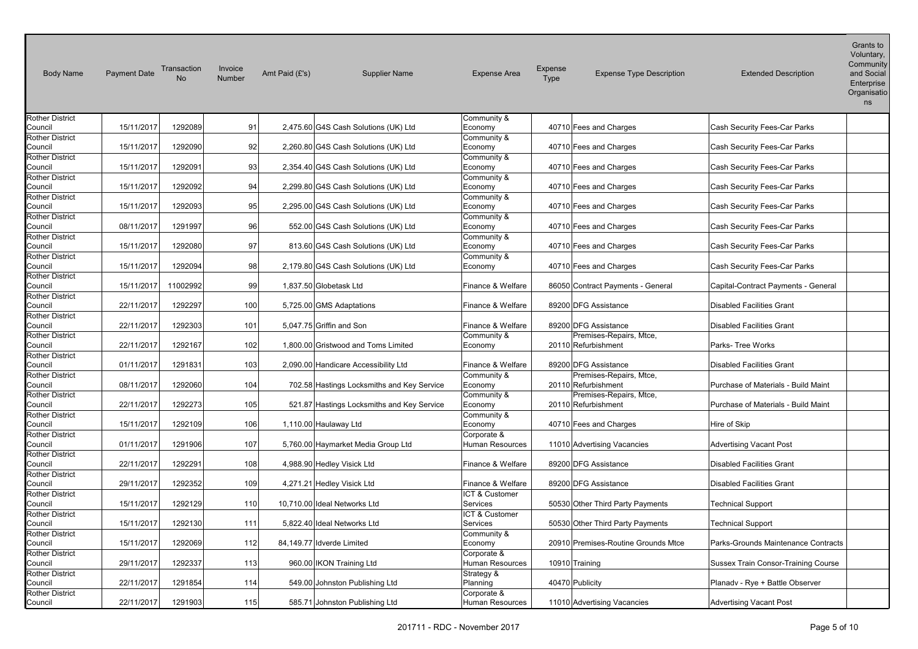| Body Name | Payment Date | Transaction No | Invoice Number | Amt Paid (£'s) | Supplier Name | Expense Area | Expense Type | Expense Type Description | Extended Description | Grants to Voluntary, Community and Social Enterprise Organisations |
|---|---|---|---|---|---|---|---|---|---|---|
| Rother District Council | 15/11/2017 | 1292089 | 91 | 2,475.60 | G4S Cash Solutions (UK) Ltd | Community & Economy | 40710 | Fees and Charges | Cash Security Fees-Car Parks | |
| Rother District Council | 15/11/2017 | 1292090 | 92 | 2,260.80 | G4S Cash Solutions (UK) Ltd | Community & Economy | 40710 | Fees and Charges | Cash Security Fees-Car Parks | |
| Rother District Council | 15/11/2017 | 1292091 | 93 | 2,354.40 | G4S Cash Solutions (UK) Ltd | Community & Economy | 40710 | Fees and Charges | Cash Security Fees-Car Parks | |
| Rother District Council | 15/11/2017 | 1292092 | 94 | 2,299.80 | G4S Cash Solutions (UK) Ltd | Community & Economy | 40710 | Fees and Charges | Cash Security Fees-Car Parks | |
| Rother District Council | 15/11/2017 | 1292093 | 95 | 2,295.00 | G4S Cash Solutions (UK) Ltd | Community & Economy | 40710 | Fees and Charges | Cash Security Fees-Car Parks | |
| Rother District Council | 08/11/2017 | 1291997 | 96 | 552.00 | G4S Cash Solutions (UK) Ltd | Community & Economy | 40710 | Fees and Charges | Cash Security Fees-Car Parks | |
| Rother District Council | 15/11/2017 | 1292080 | 97 | 813.60 | G4S Cash Solutions (UK) Ltd | Community & Economy | 40710 | Fees and Charges | Cash Security Fees-Car Parks | |
| Rother District Council | 15/11/2017 | 1292094 | 98 | 2,179.80 | G4S Cash Solutions (UK) Ltd | Community & Economy | 40710 | Fees and Charges | Cash Security Fees-Car Parks | |
| Rother District Council | 15/11/2017 | 11002992 | 99 | 1,837.50 | Globetask Ltd | Finance & Welfare | 86050 | Contract Payments - General | Capital-Contract Payments - General | |
| Rother District Council | 22/11/2017 | 1292297 | 100 | 5,725.00 | GMS Adaptations | Finance & Welfare | 89200 | DFG Assistance | Disabled Facilities Grant | |
| Rother District Council | 22/11/2017 | 1292303 | 101 | 5,047.75 | Griffin and Son | Finance & Welfare | 89200 | DFG Assistance | Disabled Facilities Grant | |
| Rother District Council | 22/11/2017 | 1292167 | 102 | 1,800.00 | Gristwood and Toms Limited | Community & Economy | 20110 | Premises-Repairs, Mtce, Refurbishment | Parks- Tree Works | |
| Rother District Council | 01/11/2017 | 1291831 | 103 | 2,090.00 | Handicare Accessibility Ltd | Finance & Welfare | 89200 | DFG Assistance | Disabled Facilities Grant | |
| Rother District Council | 08/11/2017 | 1292060 | 104 | 702.58 | Hastings Locksmiths and Key Service | Community & Economy | 20110 | Premises-Repairs, Mtce, Refurbishment | Purchase of Materials - Build Maint | |
| Rother District Council | 22/11/2017 | 1292273 | 105 | 521.87 | Hastings Locksmiths and Key Service | Community & Economy | 20110 | Premises-Repairs, Mtce, Refurbishment | Purchase of Materials - Build Maint | |
| Rother District Council | 15/11/2017 | 1292109 | 106 | 1,110.00 | Haulaway Ltd | Community & Economy | 40710 | Fees and Charges | Hire of Skip | |
| Rother District Council | 01/11/2017 | 1291906 | 107 | 5,760.00 | Haymarket Media Group Ltd | Corporate & Human Resources | 11010 | Advertising Vacancies | Advertising Vacant Post | |
| Rother District Council | 22/11/2017 | 1292291 | 108 | 4,988.90 | Hedley Visick Ltd | Finance & Welfare | 89200 | DFG Assistance | Disabled Facilities Grant | |
| Rother District Council | 29/11/2017 | 1292352 | 109 | 4,271.21 | Hedley Visick Ltd | Finance & Welfare | 89200 | DFG Assistance | Disabled Facilities Grant | |
| Rother District Council | 15/11/2017 | 1292129 | 110 | 10,710.00 | Ideal Networks Ltd | ICT & Customer Services | 50530 | Other Third Party Payments | Technical Support | |
| Rother District Council | 15/11/2017 | 1292130 | 111 | 5,822.40 | Ideal Networks Ltd | ICT & Customer Services | 50530 | Other Third Party Payments | Technical Support | |
| Rother District Council | 15/11/2017 | 1292069 | 112 | 84,149.77 | Idverde Limited | Community & Economy | 20910 | Premises-Routine Grounds Mtce | Parks-Grounds Maintenance Contracts | |
| Rother District Council | 29/11/2017 | 1292337 | 113 | 960.00 | IKON Training Ltd | Corporate & Human Resources | 10910 | Training | Sussex Train Consor-Training Course | |
| Rother District Council | 22/11/2017 | 1291854 | 114 | 549.00 | Johnston Publishing Ltd | Strategy & Planning | 40470 | Publicity | Planadv - Rye + Battle Observer | |
| Rother District Council | 22/11/2017 | 1291903 | 115 | 585.71 | Johnston Publishing Ltd | Corporate & Human Resources | 11010 | Advertising Vacancies | Advertising Vacant Post | |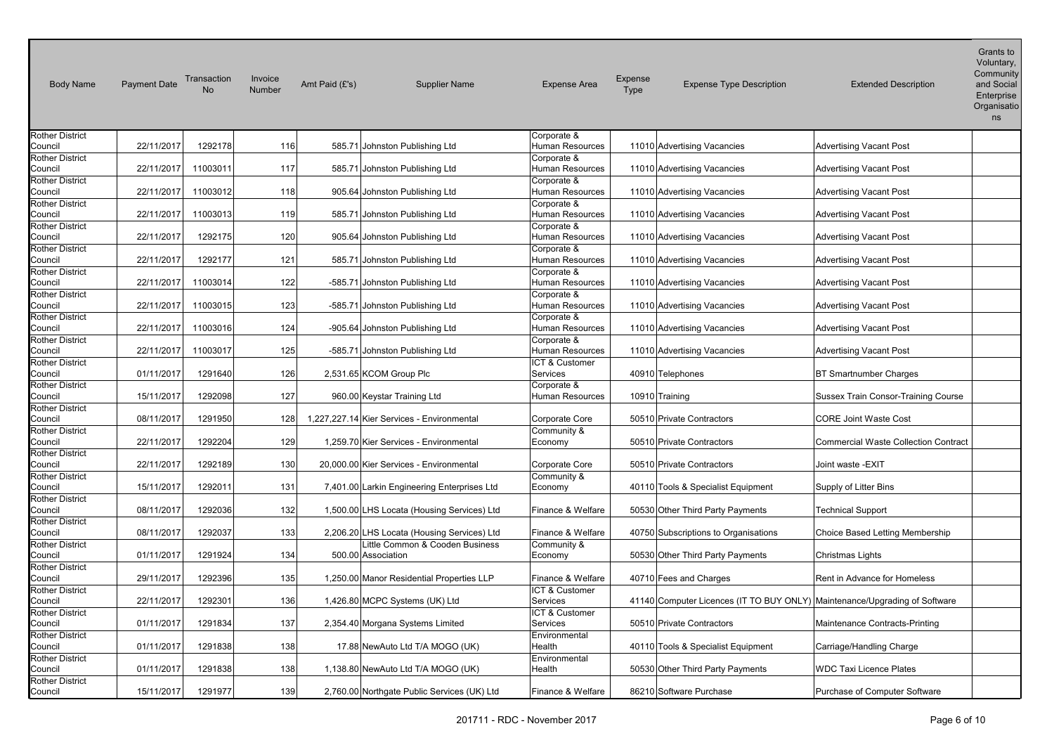| Body Name | Payment Date | Transaction No | Invoice Number | Amt Paid (£'s) | Supplier Name | Expense Area | Expense Type | Expense Type Description | Extended Description | Grants to Voluntary, Community and Social Enterprise Organisations |
|---|---|---|---|---|---|---|---|---|---|---|
| Rother District Council | 22/11/2017 | 1292178 | 116 | 585.71 | Johnston Publishing Ltd | Corporate & Human Resources | 11010 | Advertising Vacancies | Advertising Vacant Post | |
| Rother District Council | 22/11/2017 | 11003011 | 117 | 585.71 | Johnston Publishing Ltd | Corporate & Human Resources | 11010 | Advertising Vacancies | Advertising Vacant Post | |
| Rother District Council | 22/11/2017 | 11003012 | 118 | 905.64 | Johnston Publishing Ltd | Corporate & Human Resources | 11010 | Advertising Vacancies | Advertising Vacant Post | |
| Rother District Council | 22/11/2017 | 11003013 | 119 | 585.71 | Johnston Publishing Ltd | Corporate & Human Resources | 11010 | Advertising Vacancies | Advertising Vacant Post | |
| Rother District Council | 22/11/2017 | 1292175 | 120 | 905.64 | Johnston Publishing Ltd | Corporate & Human Resources | 11010 | Advertising Vacancies | Advertising Vacant Post | |
| Rother District Council | 22/11/2017 | 1292177 | 121 | 585.71 | Johnston Publishing Ltd | Corporate & Human Resources | 11010 | Advertising Vacancies | Advertising Vacant Post | |
| Rother District Council | 22/11/2017 | 11003014 | 122 | -585.71 | Johnston Publishing Ltd | Corporate & Human Resources | 11010 | Advertising Vacancies | Advertising Vacant Post | |
| Rother District Council | 22/11/2017 | 11003015 | 123 | -585.71 | Johnston Publishing Ltd | Corporate & Human Resources | 11010 | Advertising Vacancies | Advertising Vacant Post | |
| Rother District Council | 22/11/2017 | 11003016 | 124 | -905.64 | Johnston Publishing Ltd | Corporate & Human Resources | 11010 | Advertising Vacancies | Advertising Vacant Post | |
| Rother District Council | 22/11/2017 | 11003017 | 125 | -585.71 | Johnston Publishing Ltd | Corporate & Human Resources | 11010 | Advertising Vacancies | Advertising Vacant Post | |
| Rother District Council | 01/11/2017 | 1291640 | 126 | 2,531.65 | KCOM Group Plc | ICT & Customer Services | 40910 | Telephones | BT Smartnumber Charges | |
| Rother District Council | 15/11/2017 | 1292098 | 127 | 960.00 | Keystar Training Ltd | Corporate & Human Resources | 10910 | Training | Sussex Train Consor-Training Course | |
| Rother District Council | 08/11/2017 | 1291950 | 128 | 1,227,227.14 | Kier Services - Environmental | Corporate Core | 50510 | Private Contractors | CORE Joint Waste Cost | |
| Rother District Council | 22/11/2017 | 1292204 | 129 | 1,259.70 | Kier Services - Environmental | Community & Economy | 50510 | Private Contractors | Commercial Waste Collection Contract | |
| Rother District Council | 22/11/2017 | 1292189 | 130 | 20,000.00 | Kier Services - Environmental | Corporate Core | 50510 | Private Contractors | Joint waste -EXIT | |
| Rother District Council | 15/11/2017 | 1292011 | 131 | 7,401.00 | Larkin Engineering Enterprises Ltd | Community & Economy | 40110 | Tools & Specialist Equipment | Supply of Litter Bins | |
| Rother District Council | 08/11/2017 | 1292036 | 132 | 1,500.00 | LHS Locata (Housing Services) Ltd | Finance & Welfare | 50530 | Other Third Party Payments | Technical Support | |
| Rother District Council | 08/11/2017 | 1292037 | 133 | 2,206.20 | LHS Locata (Housing Services) Ltd | Finance & Welfare | 40750 | Subscriptions to Organisations | Choice Based Letting Membership | |
| Rother District Council | 01/11/2017 | 1291924 | 134 | 500.00 | Little Common & Cooden Business Association | Community & Economy | 50530 | Other Third Party Payments | Christmas Lights | |
| Rother District Council | 29/11/2017 | 1292396 | 135 | 1,250.00 | Manor Residential Properties LLP | Finance & Welfare | 40710 | Fees and Charges | Rent in Advance for Homeless | |
| Rother District Council | 22/11/2017 | 1292301 | 136 | 1,426.80 | MCPC Systems (UK) Ltd | ICT & Customer Services | 41140 | Computer Licences (IT TO BUY ONLY) | Maintenance/Upgrading of Software | |
| Rother District Council | 01/11/2017 | 1291834 | 137 | 2,354.40 | Morgana Systems Limited | ICT & Customer Services | 50510 | Private Contractors | Maintenance Contracts-Printing | |
| Rother District Council | 01/11/2017 | 1291838 | 138 | 17.88 | NewAuto Ltd T/A MOGO (UK) | Environmental Health | 40110 | Tools & Specialist Equipment | Carriage/Handling Charge | |
| Rother District Council | 01/11/2017 | 1291838 | 138 | 1,138.80 | NewAuto Ltd T/A MOGO (UK) | Environmental Health | 50530 | Other Third Party Payments | WDC Taxi Licence Plates | |
| Rother District Council | 15/11/2017 | 1291977 | 139 | 2,760.00 | Northgate Public Services (UK) Ltd | Finance & Welfare | 86210 | Software Purchase | Purchase of Computer Software | |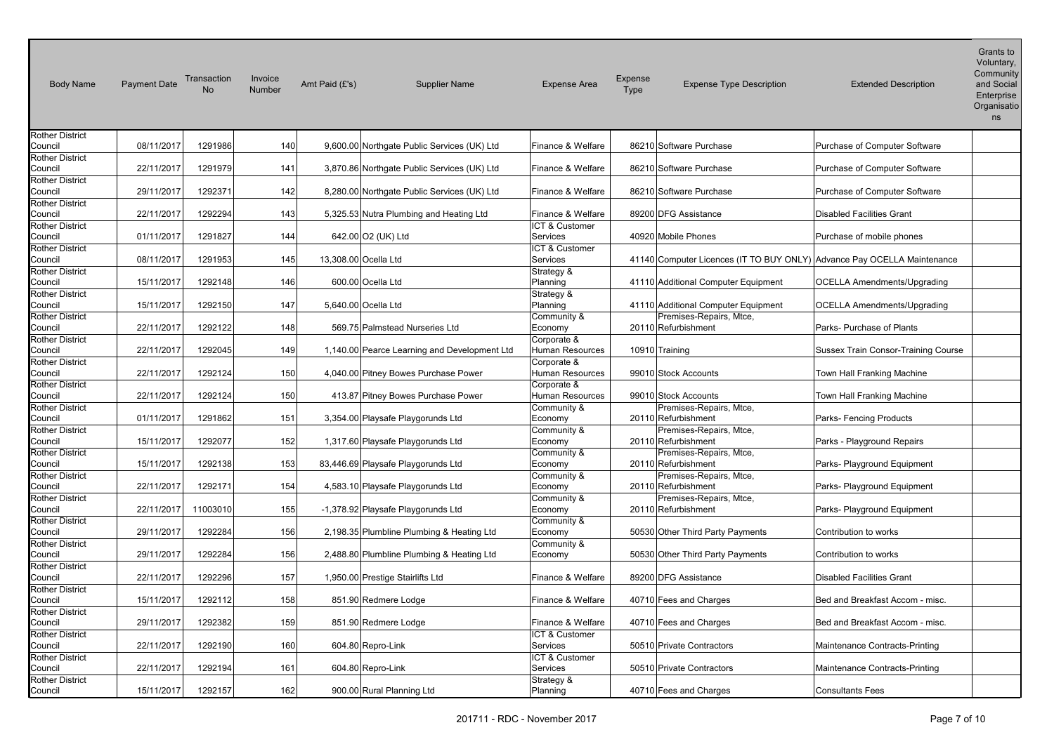| Body Name | Payment Date | Transaction No | Invoice Number | Amt Paid (£'s) | Supplier Name | Expense Area | Expense Type | Expense Type Description | Extended Description | Grants to Voluntary, Community and Social Enterprise Organisations |
|---|---|---|---|---|---|---|---|---|---|---|
| Rother District Council | 08/11/2017 | 1291986 | 140 | 9,600.00 | Northgate Public Services (UK) Ltd | Finance & Welfare | 86210 | Software Purchase | Purchase of Computer Software | |
| Rother District Council | 22/11/2017 | 1291979 | 141 | 3,870.86 | Northgate Public Services (UK) Ltd | Finance & Welfare | 86210 | Software Purchase | Purchase of Computer Software | |
| Rother District Council | 29/11/2017 | 1292371 | 142 | 8,280.00 | Northgate Public Services (UK) Ltd | Finance & Welfare | 86210 | Software Purchase | Purchase of Computer Software | |
| Rother District Council | 22/11/2017 | 1292294 | 143 | 5,325.53 | Nutra Plumbing and Heating Ltd | Finance & Welfare | 89200 | DFG Assistance | Disabled Facilities Grant | |
| Rother District Council | 01/11/2017 | 1291827 | 144 | 642.00 | O2 (UK) Ltd | ICT & Customer Services | 40920 | Mobile Phones | Purchase of mobile phones | |
| Rother District Council | 08/11/2017 | 1291953 | 145 | 13,308.00 | Ocella Ltd | ICT & Customer Services | 41140 | Computer Licences (IT TO BUY ONLY) | Advance Pay OCELLA Maintenance | |
| Rother District Council | 15/11/2017 | 1292148 | 146 | 600.00 | Ocella Ltd | Strategy & Planning | 41110 | Additional Computer Equipment | OCELLA Amendments/Upgrading | |
| Rother District Council | 15/11/2017 | 1292150 | 147 | 5,640.00 | Ocella Ltd | Strategy & Planning | 41110 | Additional Computer Equipment | OCELLA Amendments/Upgrading | |
| Rother District Council | 22/11/2017 | 1292122 | 148 | 569.75 | Palmstead Nurseries Ltd | Community & Economy | 20110 | Premises-Repairs, Mtce, Refurbishment | Parks- Purchase of Plants | |
| Rother District Council | 22/11/2017 | 1292045 | 149 | 1,140.00 | Pearce Learning and Development Ltd | Corporate & Human Resources | 10910 | Training | Sussex Train Consor-Training Course | |
| Rother District Council | 22/11/2017 | 1292124 | 150 | 4,040.00 | Pitney Bowes Purchase Power | Corporate & Human Resources | 99010 | Stock Accounts | Town Hall Franking Machine | |
| Rother District Council | 22/11/2017 | 1292124 | 150 | 413.87 | Pitney Bowes Purchase Power | Corporate & Human Resources | 99010 | Stock Accounts | Town Hall Franking Machine | |
| Rother District Council | 01/11/2017 | 1291862 | 151 | 3,354.00 | Playsafe Playgorunds Ltd | Community & Economy | 20110 | Premises-Repairs, Mtce, Refurbishment | Parks- Fencing Products | |
| Rother District Council | 15/11/2017 | 1292077 | 152 | 1,317.60 | Playsafe Playgorunds Ltd | Community & Economy | 20110 | Premises-Repairs, Mtce, Refurbishment | Parks - Playground Repairs | |
| Rother District Council | 15/11/2017 | 1292138 | 153 | 83,446.69 | Playsafe Playgorunds Ltd | Community & Economy | 20110 | Premises-Repairs, Mtce, Refurbishment | Parks- Playground Equipment | |
| Rother District Council | 22/11/2017 | 1292171 | 154 | 4,583.10 | Playsafe Playgorunds Ltd | Community & Economy | 20110 | Premises-Repairs, Mtce, Refurbishment | Parks- Playground Equipment | |
| Rother District Council | 22/11/2017 | 11003010 | 155 | -1,378.92 | Playsafe Playgorunds Ltd | Community & Economy | 20110 | Premises-Repairs, Mtce, Refurbishment | Parks- Playground Equipment | |
| Rother District Council | 29/11/2017 | 1292284 | 156 | 2,198.35 | Plumbline Plumbing & Heating Ltd | Community & Economy | 50530 | Other Third Party Payments | Contribution to works | |
| Rother District Council | 29/11/2017 | 1292284 | 156 | 2,488.80 | Plumbline Plumbing & Heating Ltd | Community & Economy | 50530 | Other Third Party Payments | Contribution to works | |
| Rother District Council | 22/11/2017 | 1292296 | 157 | 1,950.00 | Prestige Stairlifts Ltd | Finance & Welfare | 89200 | DFG Assistance | Disabled Facilities Grant | |
| Rother District Council | 15/11/2017 | 1292112 | 158 | 851.90 | Redmere Lodge | Finance & Welfare | 40710 | Fees and Charges | Bed and Breakfast Accom - misc. | |
| Rother District Council | 29/11/2017 | 1292382 | 159 | 851.90 | Redmere Lodge | Finance & Welfare | 40710 | Fees and Charges | Bed and Breakfast Accom - misc. | |
| Rother District Council | 22/11/2017 | 1292190 | 160 | 604.80 | Repro-Link | ICT & Customer Services | 50510 | Private Contractors | Maintenance Contracts-Printing | |
| Rother District Council | 22/11/2017 | 1292194 | 161 | 604.80 | Repro-Link | ICT & Customer Services | 50510 | Private Contractors | Maintenance Contracts-Printing | |
| Rother District Council | 15/11/2017 | 1292157 | 162 | 900.00 | Rural Planning Ltd | Strategy & Planning | 40710 | Fees and Charges | Consultants Fees | |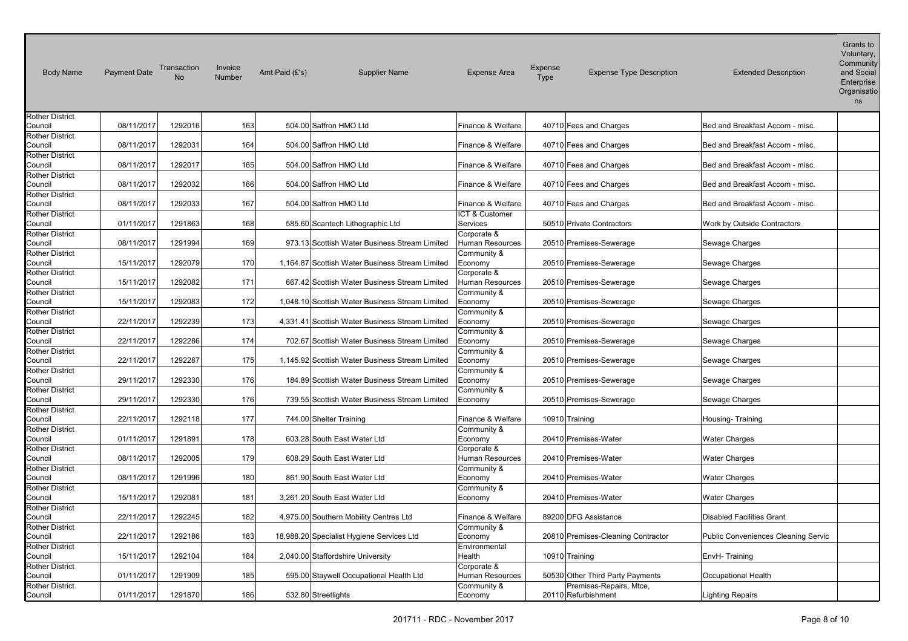| Body Name | Payment Date | Transaction No | Invoice Number | Amt Paid (£'s) | Supplier Name | Expense Area | Expense Type | Expense Type Description | Extended Description | Grants to Voluntary, Community and Social Enterprise Organisations |
|---|---|---|---|---|---|---|---|---|---|---|
| Rother District Council | 08/11/2017 | 1292016 | 163 | 504.00 | Saffron HMO Ltd | Finance & Welfare | 40710 | Fees and Charges | Bed and Breakfast Accom - misc. | |
| Rother District Council | 08/11/2017 | 1292031 | 164 | 504.00 | Saffron HMO Ltd | Finance & Welfare | 40710 | Fees and Charges | Bed and Breakfast Accom - misc. | |
| Rother District Council | 08/11/2017 | 1292017 | 165 | 504.00 | Saffron HMO Ltd | Finance & Welfare | 40710 | Fees and Charges | Bed and Breakfast Accom - misc. | |
| Rother District Council | 08/11/2017 | 1292032 | 166 | 504.00 | Saffron HMO Ltd | Finance & Welfare | 40710 | Fees and Charges | Bed and Breakfast Accom - misc. | |
| Rother District Council | 08/11/2017 | 1292033 | 167 | 504.00 | Saffron HMO Ltd | Finance & Welfare | 40710 | Fees and Charges | Bed and Breakfast Accom - misc. | |
| Rother District Council | 01/11/2017 | 1291863 | 168 | 585.60 | Scantech Lithographic Ltd | ICT & Customer Services | 50510 | Private Contractors | Work by Outside Contractors | |
| Rother District Council | 08/11/2017 | 1291994 | 169 | 973.13 | Scottish Water Business Stream Limited | Corporate & Human Resources | 20510 | Premises-Sewerage | Sewage Charges | |
| Rother District Council | 15/11/2017 | 1292079 | 170 | 1,164.87 | Scottish Water Business Stream Limited | Community & Economy | 20510 | Premises-Sewerage | Sewage Charges | |
| Rother District Council | 15/11/2017 | 1292082 | 171 | 667.42 | Scottish Water Business Stream Limited | Corporate & Human Resources | 20510 | Premises-Sewerage | Sewage Charges | |
| Rother District Council | 15/11/2017 | 1292083 | 172 | 1,048.10 | Scottish Water Business Stream Limited | Community & Economy | 20510 | Premises-Sewerage | Sewage Charges | |
| Rother District Council | 22/11/2017 | 1292239 | 173 | 4,331.41 | Scottish Water Business Stream Limited | Community & Economy | 20510 | Premises-Sewerage | Sewage Charges | |
| Rother District Council | 22/11/2017 | 1292286 | 174 | 702.67 | Scottish Water Business Stream Limited | Community & Economy | 20510 | Premises-Sewerage | Sewage Charges | |
| Rother District Council | 22/11/2017 | 1292287 | 175 | 1,145.92 | Scottish Water Business Stream Limited | Community & Economy | 20510 | Premises-Sewerage | Sewage Charges | |
| Rother District Council | 29/11/2017 | 1292330 | 176 | 184.89 | Scottish Water Business Stream Limited | Community & Economy | 20510 | Premises-Sewerage | Sewage Charges | |
| Rother District Council | 29/11/2017 | 1292330 | 176 | 739.55 | Scottish Water Business Stream Limited | Community & Economy | 20510 | Premises-Sewerage | Sewage Charges | |
| Rother District Council | 22/11/2017 | 1292118 | 177 | 744.00 | Shelter Training | Finance & Welfare | 10910 | Training | Housing- Training | |
| Rother District Council | 01/11/2017 | 1291891 | 178 | 603.28 | South East Water Ltd | Community & Economy | 20410 | Premises-Water | Water Charges | |
| Rother District Council | 08/11/2017 | 1292005 | 179 | 608.29 | South East Water Ltd | Corporate & Human Resources | 20410 | Premises-Water | Water Charges | |
| Rother District Council | 08/11/2017 | 1291996 | 180 | 861.90 | South East Water Ltd | Community & Economy | 20410 | Premises-Water | Water Charges | |
| Rother District Council | 15/11/2017 | 1292081 | 181 | 3,261.20 | South East Water Ltd | Community & Economy | 20410 | Premises-Water | Water Charges | |
| Rother District Council | 22/11/2017 | 1292245 | 182 | 4,975.00 | Southern Mobility Centres Ltd | Finance & Welfare | 89200 | DFG Assistance | Disabled Facilities Grant | |
| Rother District Council | 22/11/2017 | 1292186 | 183 | 18,988.20 | Specialist Hygiene Services Ltd | Community & Economy | 20810 | Premises-Cleaning Contractor | Public Conveniences Cleaning Servic | |
| Rother District Council | 15/11/2017 | 1292104 | 184 | 2,040.00 | Staffordshire University | Environmental Health | 10910 | Training | EnvH- Training | |
| Rother District Council | 01/11/2017 | 1291909 | 185 | 595.00 | Staywell Occupational Health Ltd | Corporate & Human Resources | 50530 | Other Third Party Payments | Occupational Health | |
| Rother District Council | 01/11/2017 | 1291870 | 186 | 532.80 | Streetlights | Community & Economy | 20110 | Premises-Repairs, Mtce, Refurbishment | Lighting Repairs | |

201711 - RDC - November 2017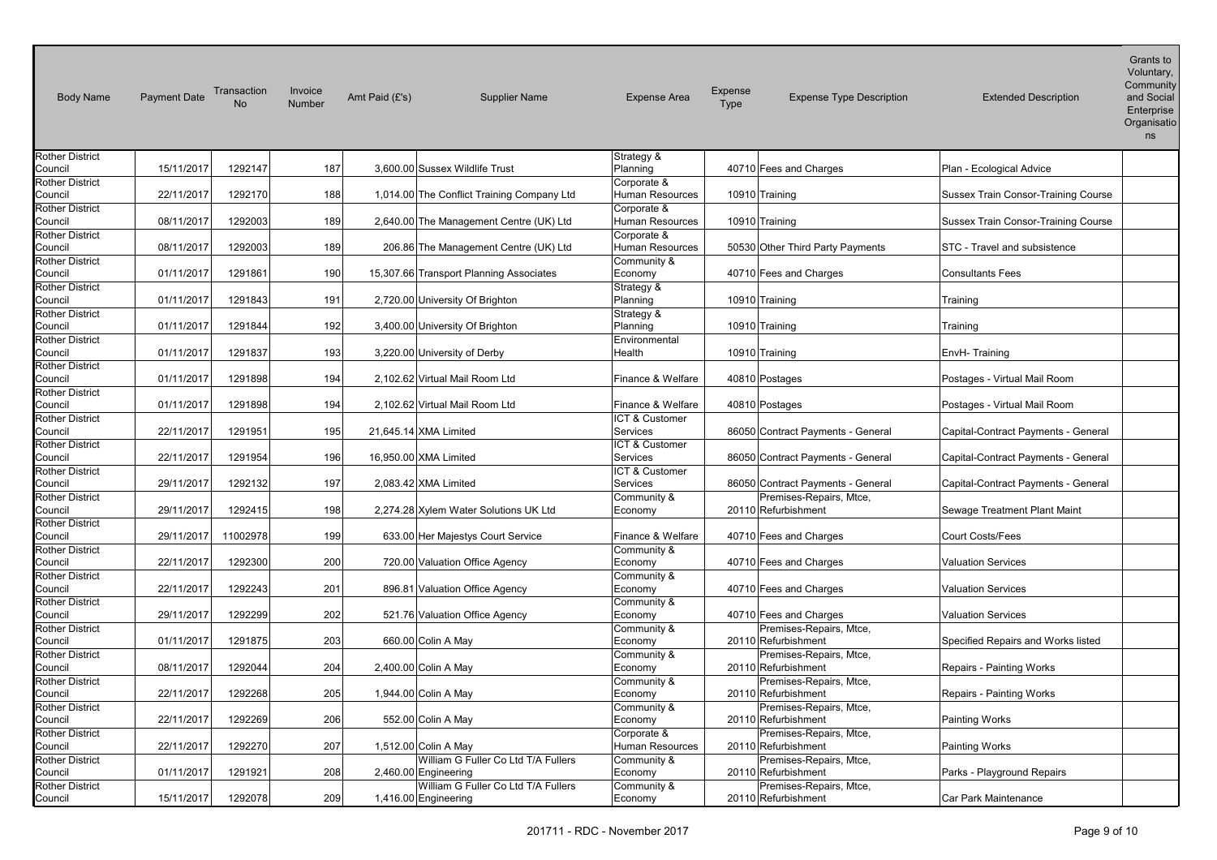| Body Name | Payment Date | Transaction No | Invoice Number | Amt Paid (£'s) | Supplier Name | Expense Area | Expense Type | Expense Type Description | Extended Description | Grants to Voluntary, Community and Social Enterprise Organisations |
|---|---|---|---|---|---|---|---|---|---|---|
| Rother District Council | 15/11/2017 | 1292147 | 187 | 3,600.00 | Sussex Wildlife Trust | Strategy & Planning | 40710 | Fees and Charges | Plan - Ecological Advice | |
| Rother District Council | 22/11/2017 | 1292170 | 188 | 1,014.00 | The Conflict Training Company Ltd | Corporate & Human Resources | 10910 | Training | Sussex Train Consor-Training Course | |
| Rother District Council | 08/11/2017 | 1292003 | 189 | 2,640.00 | The Management Centre (UK) Ltd | Corporate & Human Resources | 10910 | Training | Sussex Train Consor-Training Course | |
| Rother District Council | 08/11/2017 | 1292003 | 189 | 206.86 | The Management Centre (UK) Ltd | Corporate & Human Resources | 50530 | Other Third Party Payments | STC - Travel and subsistence | |
| Rother District Council | 01/11/2017 | 1291861 | 190 | 15,307.66 | Transport Planning Associates | Community & Economy | 40710 | Fees and Charges | Consultants Fees | |
| Rother District Council | 01/11/2017 | 1291843 | 191 | 2,720.00 | University Of Brighton | Strategy & Planning | 10910 | Training | Training | |
| Rother District Council | 01/11/2017 | 1291844 | 192 | 3,400.00 | University Of Brighton | Strategy & Planning | 10910 | Training | Training | |
| Rother District Council | 01/11/2017 | 1291837 | 193 | 3,220.00 | University of Derby | Environmental Health | 10910 | Training | EnvH- Training | |
| Rother District Council | 01/11/2017 | 1291898 | 194 | 2,102.62 | Virtual Mail Room Ltd | Finance & Welfare | 40810 | Postages | Postages - Virtual Mail Room | |
| Rother District Council | 01/11/2017 | 1291898 | 194 | 2,102.62 | Virtual Mail Room Ltd | Finance & Welfare | 40810 | Postages | Postages - Virtual Mail Room | |
| Rother District Council | 22/11/2017 | 1291951 | 195 | 21,645.14 | XMA Limited | ICT & Customer Services | 86050 | Contract Payments - General | Capital-Contract Payments - General | |
| Rother District Council | 22/11/2017 | 1291954 | 196 | 16,950.00 | XMA Limited | ICT & Customer Services | 86050 | Contract Payments - General | Capital-Contract Payments - General | |
| Rother District Council | 29/11/2017 | 1292132 | 197 | 2,083.42 | XMA Limited | ICT & Customer Services | 86050 | Contract Payments - General | Capital-Contract Payments - General | |
| Rother District Council | 29/11/2017 | 1292415 | 198 | 2,274.28 | Xylem Water Solutions UK Ltd | Community & Economy | 20110 | Premises-Repairs, Mtce, Refurbishment | Sewage Treatment Plant Maint | |
| Rother District Council | 29/11/2017 | 11002978 | 199 | 633.00 | Her Majestys Court Service | Finance & Welfare | 40710 | Fees and Charges | Court Costs/Fees | |
| Rother District Council | 22/11/2017 | 1292300 | 200 | 720.00 | Valuation Office Agency | Community & Economy | 40710 | Fees and Charges | Valuation Services | |
| Rother District Council | 22/11/2017 | 1292243 | 201 | 896.81 | Valuation Office Agency | Community & Economy | 40710 | Fees and Charges | Valuation Services | |
| Rother District Council | 29/11/2017 | 1292299 | 202 | 521.76 | Valuation Office Agency | Community & Economy | 40710 | Fees and Charges | Valuation Services | |
| Rother District Council | 01/11/2017 | 1291875 | 203 | 660.00 | Colin A May | Community & Economy | 20110 | Premises-Repairs, Mtce, Refurbishment | Specified Repairs and Works listed | |
| Rother District Council | 08/11/2017 | 1292044 | 204 | 2,400.00 | Colin A May | Community & Economy | 20110 | Premises-Repairs, Mtce, Refurbishment | Repairs - Painting Works | |
| Rother District Council | 22/11/2017 | 1292268 | 205 | 1,944.00 | Colin A May | Community & Economy | 20110 | Premises-Repairs, Mtce, Refurbishment | Repairs - Painting Works | |
| Rother District Council | 22/11/2017 | 1292269 | 206 | 552.00 | Colin A May | Community & Economy | 20110 | Premises-Repairs, Mtce, Refurbishment | Painting Works | |
| Rother District Council | 22/11/2017 | 1292270 | 207 | 1,512.00 | Colin A May | Corporate & Human Resources | 20110 | Premises-Repairs, Mtce, Refurbishment | Painting Works | |
| Rother District Council | 01/11/2017 | 1291921 | 208 | 2,460.00 | William G Fuller Co Ltd T/A Fullers Engineering | Community & Economy | 20110 | Premises-Repairs, Mtce, Refurbishment | Parks - Playground Repairs | |
| Rother District Council | 15/11/2017 | 1292078 | 209 | 1,416.00 | William G Fuller Co Ltd T/A Fullers Engineering | Community & Economy | 20110 | Premises-Repairs, Mtce, Refurbishment | Car Park Maintenance | |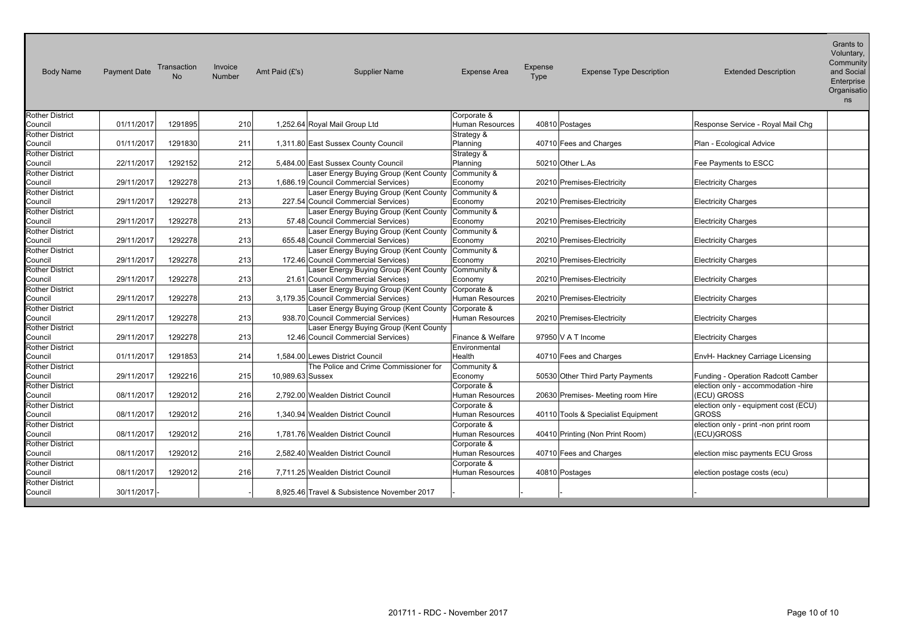| Body Name | Payment Date | Transaction No | Invoice Number | Amt Paid (£'s) | Supplier Name | Expense Area | Expense Type | Expense Type Description | Extended Description | Grants to Voluntary, Community and Social Enterprise Organisations |
|---|---|---|---|---|---|---|---|---|---|---|
| Rother District Council | 01/11/2017 | 1291895 | 210 | 1,252.64 | Royal Mail Group Ltd | Corporate & Human Resources | 40810 | Postages | Response Service - Royal Mail Chg | |
| Rother District Council | 01/11/2017 | 1291830 | 211 | 1,311.80 | East Sussex County Council | Strategy & Planning | 40710 | Fees and Charges | Plan - Ecological Advice | |
| Rother District Council | 22/11/2017 | 1292152 | 212 | 5,484.00 | East Sussex County Council | Strategy & Planning | 50210 | Other L.As | Fee Payments to ESCC | |
| Rother District Council | 29/11/2017 | 1292278 | 213 | 1,686.19 | Laser Energy Buying Group (Kent County Council Commercial Services) | Community & Economy | 20210 | Premises-Electricity | Electricity Charges | |
| Rother District Council | 29/11/2017 | 1292278 | 213 | 227.54 | Laser Energy Buying Group (Kent County Council Commercial Services) | Community & Economy | 20210 | Premises-Electricity | Electricity Charges | |
| Rother District Council | 29/11/2017 | 1292278 | 213 | 57.48 | Laser Energy Buying Group (Kent County Council Commercial Services) | Community & Economy | 20210 | Premises-Electricity | Electricity Charges | |
| Rother District Council | 29/11/2017 | 1292278 | 213 | 655.48 | Laser Energy Buying Group (Kent County Council Commercial Services) | Community & Economy | 20210 | Premises-Electricity | Electricity Charges | |
| Rother District Council | 29/11/2017 | 1292278 | 213 | 172.46 | Laser Energy Buying Group (Kent County Council Commercial Services) | Community & Economy | 20210 | Premises-Electricity | Electricity Charges | |
| Rother District Council | 29/11/2017 | 1292278 | 213 | 21.61 | Laser Energy Buying Group (Kent County Council Commercial Services) | Community & Economy | 20210 | Premises-Electricity | Electricity Charges | |
| Rother District Council | 29/11/2017 | 1292278 | 213 | 3,179.35 | Laser Energy Buying Group (Kent County Council Commercial Services) | Corporate & Human Resources | 20210 | Premises-Electricity | Electricity Charges | |
| Rother District Council | 29/11/2017 | 1292278 | 213 | 938.70 | Laser Energy Buying Group (Kent County Council Commercial Services) | Corporate & Human Resources | 20210 | Premises-Electricity | Electricity Charges | |
| Rother District Council | 29/11/2017 | 1292278 | 213 | 12.46 | Laser Energy Buying Group (Kent County Council Commercial Services) | Finance & Welfare | 97950 | V A T Income | Electricity Charges | |
| Rother District Council | 01/11/2017 | 1291853 | 214 | 1,584.00 | Lewes District Council | Environmental Health | 40710 | Fees and Charges | EnvH- Hackney Carriage Licensing | |
| Rother District Council | 29/11/2017 | 1292216 | 215 | 10,989.63 | The Police and Crime Commissioner for Sussex | Community & Economy | 50530 | Other Third Party Payments | Funding - Operation Radcott Camber | |
| Rother District Council | 08/11/2017 | 1292012 | 216 | 2,792.00 | Wealden District Council | Corporate & Human Resources | 20630 | Premises- Meeting room Hire | election only - accommodation -hire (ECU) GROSS | |
| Rother District Council | 08/11/2017 | 1292012 | 216 | 1,340.94 | Wealden District Council | Corporate & Human Resources | 40110 | Tools & Specialist Equipment | election only - equipment cost (ECU) GROSS | |
| Rother District Council | 08/11/2017 | 1292012 | 216 | 1,781.76 | Wealden District Council | Corporate & Human Resources | 40410 | Printing (Non Print Room) | election only - print -non print room (ECU)GROSS | |
| Rother District Council | 08/11/2017 | 1292012 | 216 | 2,582.40 | Wealden District Council | Corporate & Human Resources | 40710 | Fees and Charges | election misc payments ECU Gross | |
| Rother District Council | 08/11/2017 | 1292012 | 216 | 7,711.25 | Wealden District Council | Corporate & Human Resources | 40810 | Postages | election postage costs (ecu) | |
| Rother District Council | 30/11/2017 | - | - | 8,925.46 | Travel & Subsistence November 2017 | - | - | - | - | |